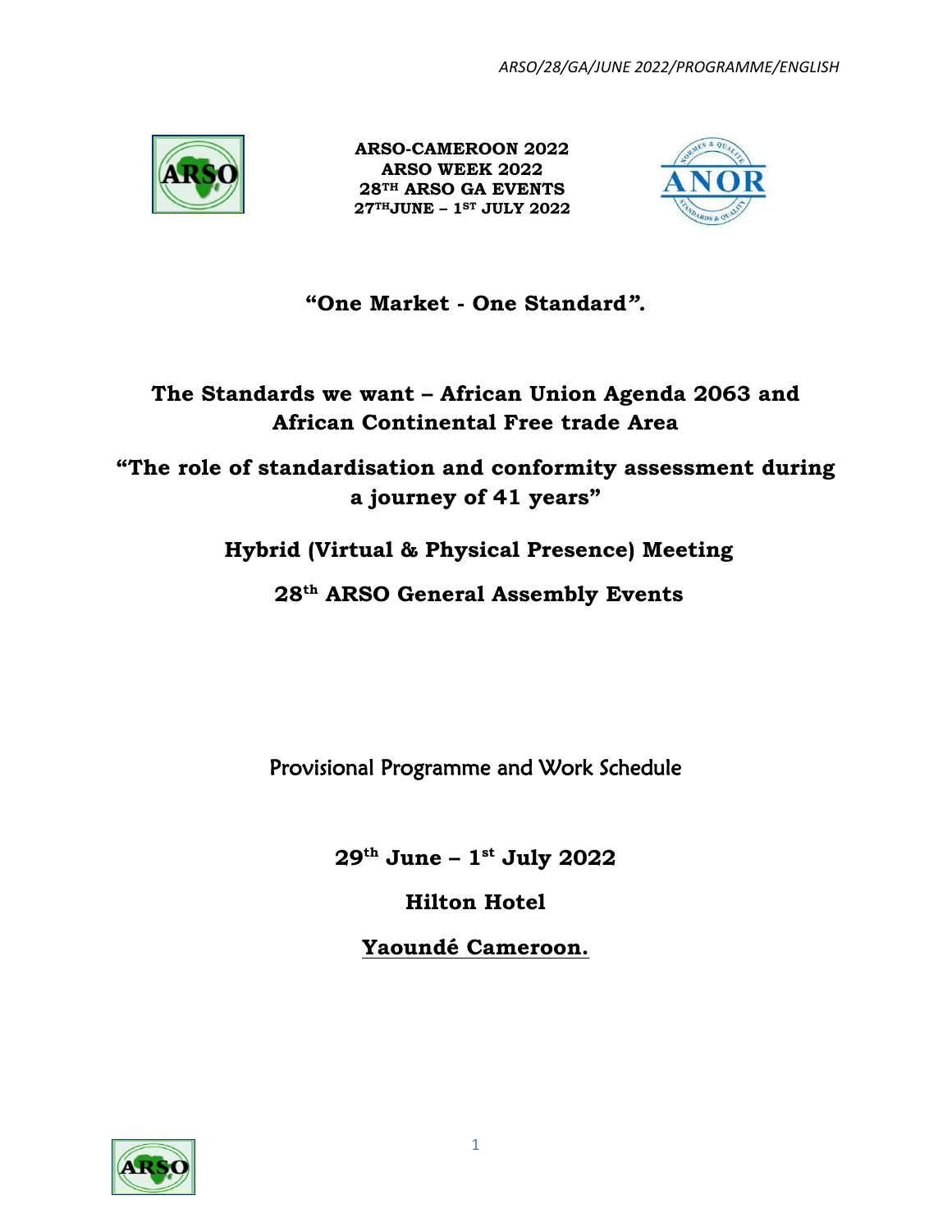ARSO/28/GA/JUNE 2022/PROGRAMME/ENGLISH

**ARSO-CAMEROON 2022**
**ARSO WEEK 2022**
**28TH ARSO GA EVENTS**
**27TH JUNE – 1ST JULY 2022**

## "One Market - One Standard".

## The Standards we want – African Union Agenda 2063 and African Continental Free trade Area

## "The role of standardisation and conformity assessment during a journey of 41 years"

## Hybrid (Virtual & Physical Presence) Meeting

## 28th ARSO General Assembly Events

Provisional Programme and Work Schedule

**29th June – 1st July 2022**

**Hilton Hotel**

**Yaoundé Cameroon.**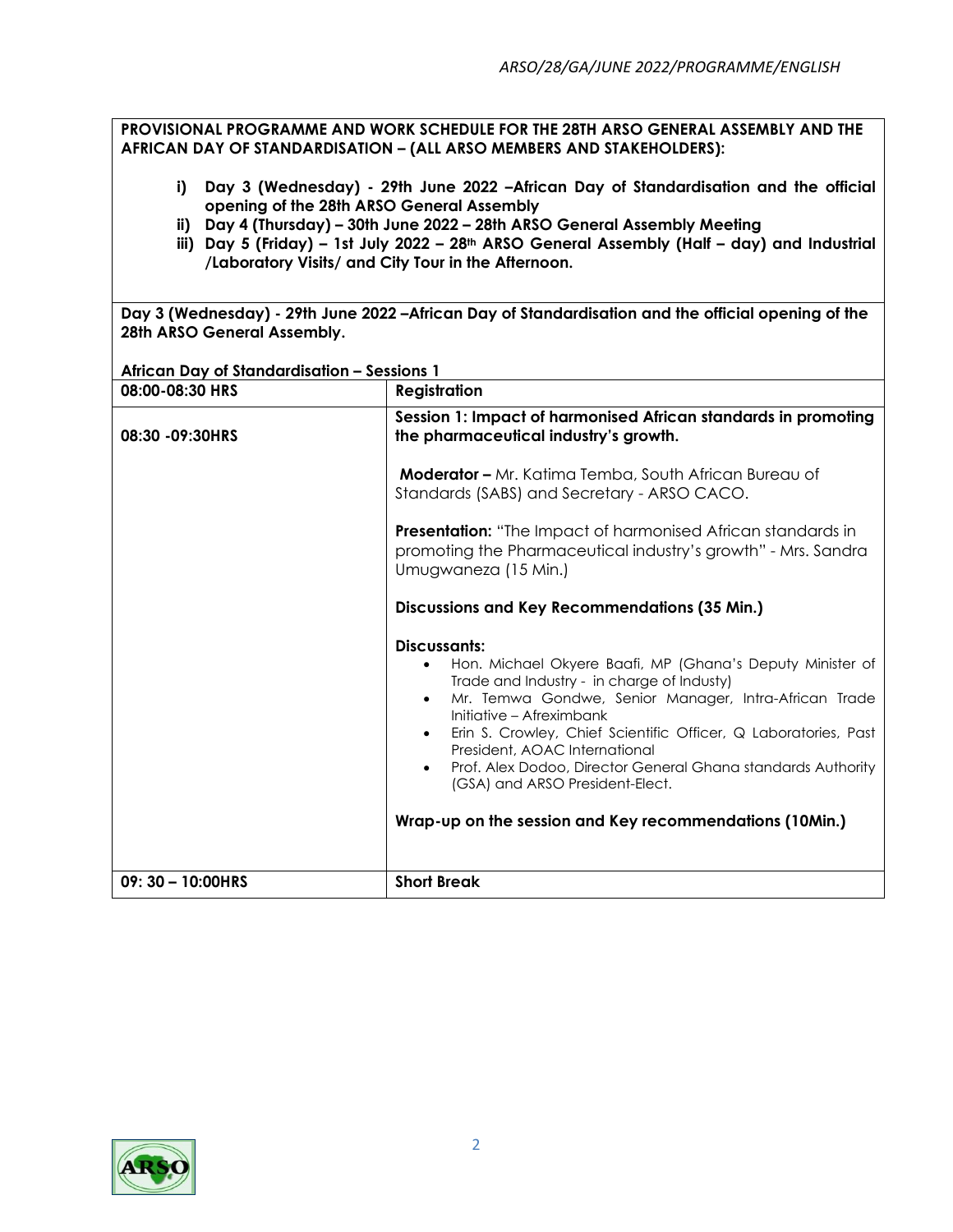**PROVISIONAL PROGRAMME AND WORK SCHEDULE FOR THE 28TH ARSO GENERAL ASSEMBLY AND THE AFRICAN DAY OF STANDARDISATION – (ALL ARSO MEMBERS AND STAKEHOLDERS):**

i) **Day 3 (Wednesday) - 29th June 2022 –African Day of Standardisation and the official opening of the 28th ARSO General Assembly**
ii) **Day 4 (Thursday) – 30th June 2022 – 28th ARSO General Assembly Meeting**
iii) **Day 5 (Friday) – 1st July 2022 – 28th ARSO General Assembly (Half – day) and Industrial /Laboratory Visits/ and City Tour in the Afternoon.**

**Day 3 (Wednesday) - 29th June 2022 –African Day of Standardisation and the official opening of the 28th ARSO General Assembly.**

**African Day of Standardisation – Sessions 1**

| 08:00-08:30 HRS | Registration |
|---|---|
| 08:30 -09:30HRS | **Session 1: Impact of harmonised African standards in promoting the pharmaceutical industry's growth.**<br><br>**Moderator –** Mr. Katima Temba, South African Bureau of Standards (SABS) and Secretary - ARSO CACO.<br><br>**Presentation:** "The Impact of harmonised African standards in promoting the Pharmaceutical industry's growth" - Mrs. Sandra Umugwaneza (15 Min.)<br><br>**Discussions and Key Recommendations (35 Min.)**<br><br>**Discussants:**<br>• Hon. Michael Okyere Baafi, MP (Ghana's Deputy Minister of Trade and Industry - in charge of Industy)<br>• Mr. Temwa Gondwe, Senior Manager, Intra-African Trade Initiative – Afreximbank<br>• Erin S. Crowley, Chief Scientific Officer, Q Laboratories, Past President, AOAC International<br>• Prof. Alex Dodoo, Director General Ghana standards Authority (GSA) and ARSO President-Elect.<br><br>**Wrap-up on the session and Key recommendations (10Min.)** |
| 09: 30 – 10:00HRS | **Short Break** |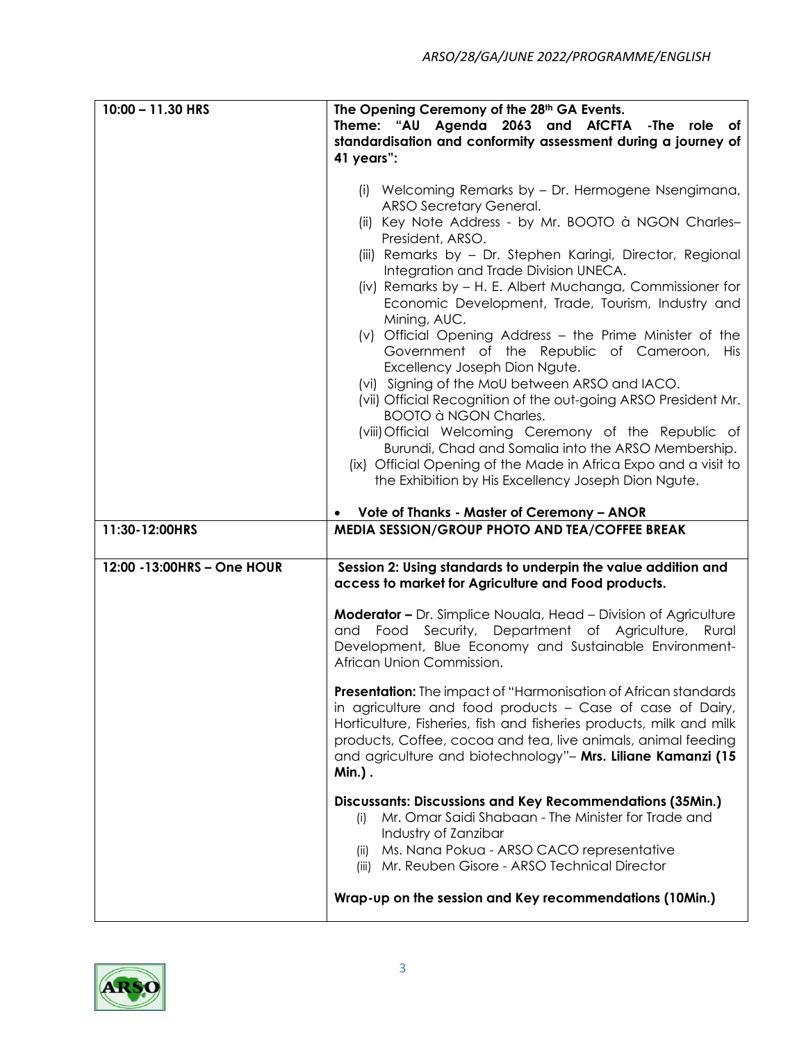| | |
|---|---|
| 10:00 – 11.30 HRS | **The Opening Ceremony of the 28th GA Events.**<br>**Theme: "AU Agenda 2063 and AfCFTA -The role of standardisation and conformity assessment during a journey of 41 years":**<br><br>(i) Welcoming Remarks by – Dr. Hermogene Nsengimana, ARSO Secretary General.<br>(ii) Key Note Address - by Mr. BOOTO à NGON Charles– President, ARSO.<br>(iii) Remarks by – Dr. Stephen Karingi, Director, Regional Integration and Trade Division UNECA.<br>(iv) Remarks by – H. E. Albert Muchanga, Commissioner for Economic Development, Trade, Tourism, Industry and Mining, AUC.<br>(v) Official Opening Address – the Prime Minister of the Government of the Republic of Cameroon, His Excellency Joseph Dion Ngute.<br>(vi) Signing of the MoU between ARSO and IACO.<br>(vii) Official Recognition of the out-going ARSO President Mr. BOOTO à NGON Charles.<br>(viii) Official Welcoming Ceremony of the Republic of Burundi, Chad and Somalia into the ARSO Membership.<br>(ix) Official Opening of the Made in Africa Expo and a visit to the Exhibition by His Excellency Joseph Dion Ngute.<br><br>• **Vote of Thanks - Master of Ceremony – ANOR** |
| 11:30-12:00HRS | **MEDIA SESSION/GROUP PHOTO AND TEA/COFFEE BREAK** |
| 12:00 -13:00HRS – One HOUR | **Session 2: Using standards to underpin the value addition and access to market for Agriculture and Food products.**<br><br>**Moderator –** Dr. Simplice Nouala, Head – Division of Agriculture and Food Security, Department of Agriculture, Rural Development, Blue Economy and Sustainable Environment-African Union Commission.<br><br>**Presentation:** The impact of "Harmonisation of African standards in agriculture and food products – Case of case of Dairy, Horticulture, Fisheries, fish and fisheries products, milk and milk products, Coffee, cocoa and tea, live animals, animal feeding and agriculture and biotechnology"– **Mrs. Liliane Kamanzi (15 Min.)**.<br><br>**Discussants: Discussions and Key Recommendations (35Min.)**<br>(i) Mr. Omar Saidi Shabaan - The Minister for Trade and Industry of Zanzibar<br>(ii) Ms. Nana Pokua - ARSO CACO representative<br>(iii) Mr. Reuben Gisore - ARSO Technical Director<br><br>**Wrap-up on the session and Key recommendations (10Min.)** |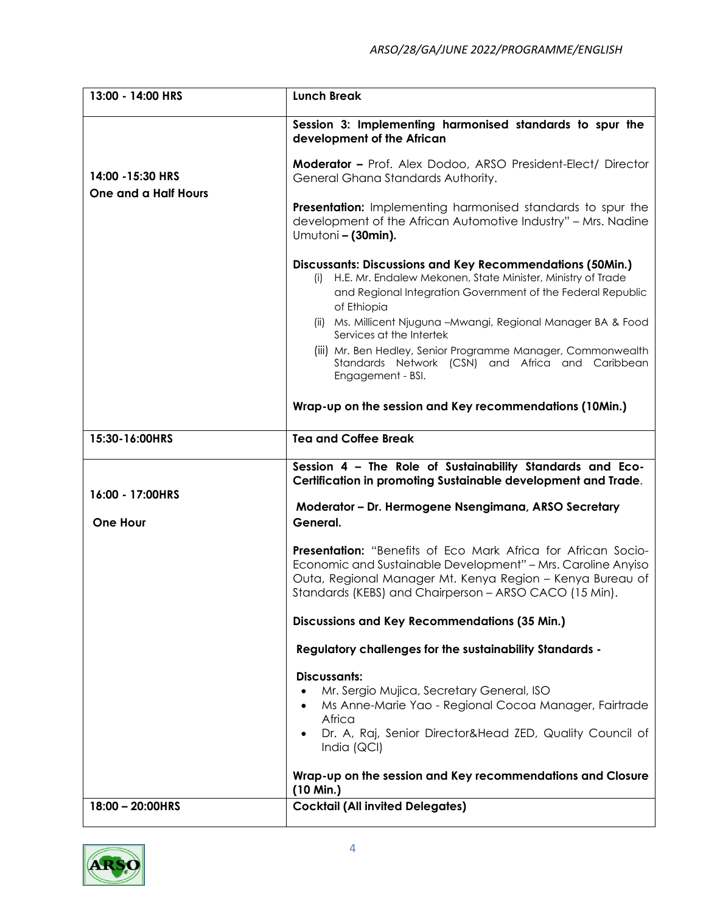| | |
|---|---|
| 13:00 - 14:00 HRS | **Lunch Break** |
| 14:00 -15:30 HRS<br>**One and a Half Hours** | **Session 3: Implementing harmonised standards to spur the development of the African**<br><br>**Moderator –** Prof. Alex Dodoo, ARSO President-Elect/ Director General Ghana Standards Authority.<br><br>**Presentation:** Implementing harmonised standards to spur the development of the African Automotive Industry" – Mrs. Nadine Umutoni **– (30min).**<br><br>**Discussants: Discussions and Key Recommendations (50Min.)**<br>(i) H.E. Mr. Endalew Mekonen, State Minister, Ministry of Trade and Regional Integration Government of the Federal Republic of Ethiopia<br>(ii) Ms. Millicent Njuguna –Mwangi, Regional Manager BA & Food Services at the Intertek<br>(iii) Mr. Ben Hedley, Senior Programme Manager, Commonwealth Standards Network (CSN) and Africa and Caribbean Engagement - BSI.<br><br>**Wrap-up on the session and Key recommendations (10Min.)** |
| 15:30-16:00HRS | **Tea and Coffee Break** |
| 16:00 - 17:00HRS<br><br>**One Hour** | **Session 4 – The Role of Sustainability Standards and Eco-Certification in promoting Sustainable development and Trade.**<br><br>**Moderator – Dr. Hermogene Nsengimana, ARSO Secretary General.**<br><br>**Presentation:** "Benefits of Eco Mark Africa for African Socio-Economic and Sustainable Development" – Mrs. Caroline Anyiso Outa, Regional Manager Mt. Kenya Region – Kenya Bureau of Standards (KEBS) and Chairperson – ARSO CACO (15 Min).<br><br>**Discussions and Key Recommendations (35 Min.)**<br><br>**Regulatory challenges for the sustainability Standards -**<br><br>**Discussants:**<br>• Mr. Sergio Mujica, Secretary General, ISO<br>• Ms Anne-Marie Yao - Regional Cocoa Manager, Fairtrade Africa<br>• Dr. A, Raj, Senior Director&Head ZED, Quality Council of India (QCI)<br><br>**Wrap-up on the session and Key recommendations and Closure (10 Min.)** |
| 18:00 – 20:00HRS | **Cocktail (All invited Delegates)** |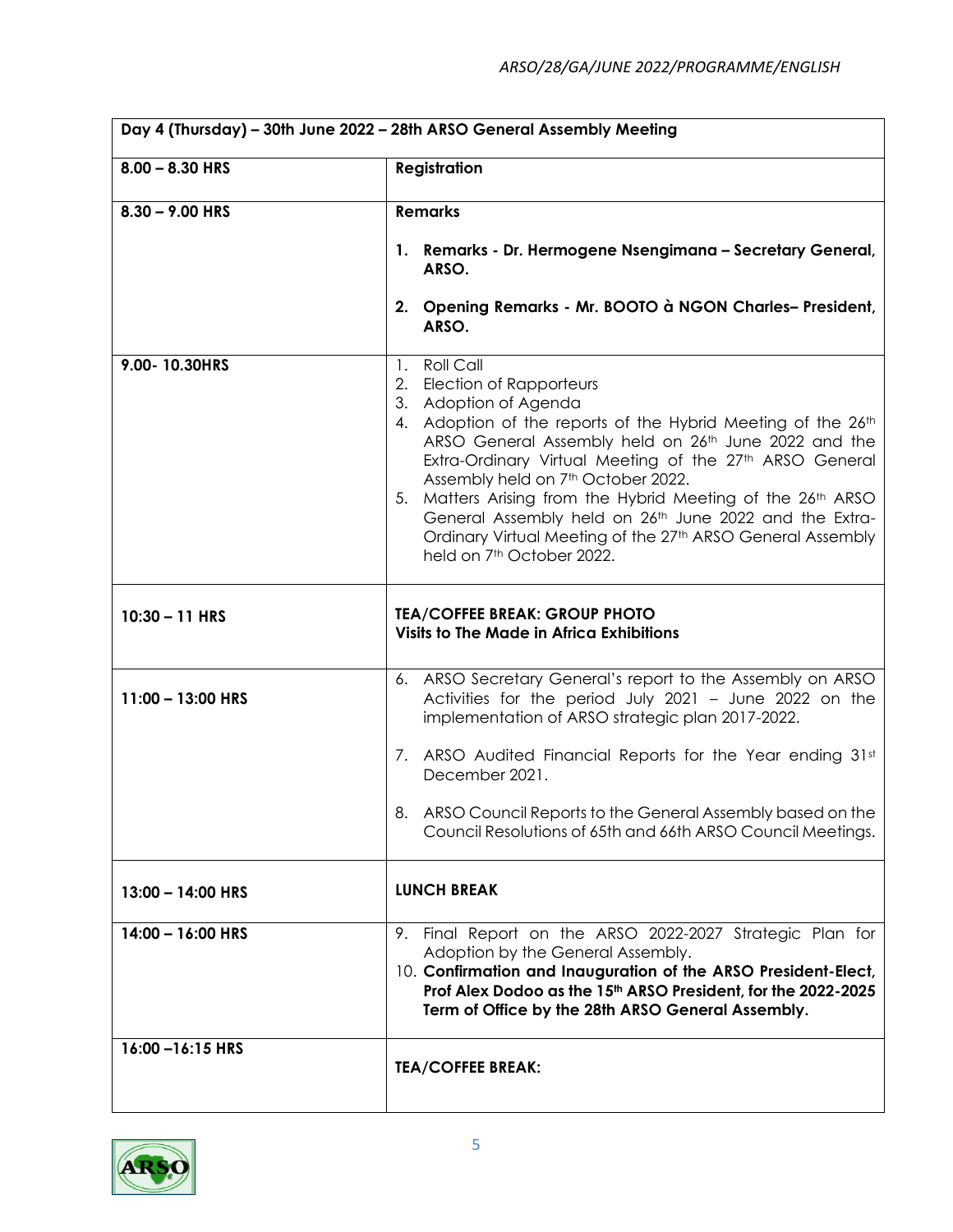| Day 4 (Thursday) – 30th June 2022 – 28th ARSO General Assembly Meeting | |
|---|---|
| **8.00 – 8.30 HRS** | **Registration** |
| **8.30 – 9.00 HRS** | **Remarks**<br><br>1. **Remarks - Dr. Hermogene Nsengimana – Secretary General, ARSO.**<br><br>2. **Opening Remarks - Mr. BOOTO à NGON Charles– President, ARSO.** |
| **9.00- 10.30HRS** | 1. Roll Call<br>2. Election of Rapporteurs<br>3. Adoption of Agenda<br>4. Adoption of the reports of the Hybrid Meeting of the 26th ARSO General Assembly held on 26th June 2022 and the Extra-Ordinary Virtual Meeting of the 27th ARSO General Assembly held on 7th October 2022.<br>5. Matters Arising from the Hybrid Meeting of the 26th ARSO General Assembly held on 26th June 2022 and the Extra-Ordinary Virtual Meeting of the 27th ARSO General Assembly held on 7th October 2022. |
| **10:30 – 11 HRS** | **TEA/COFFEE BREAK: GROUP PHOTO**<br>**Visits to The Made in Africa Exhibitions** |
| **11:00 – 13:00 HRS** | 6. ARSO Secretary General's report to the Assembly on ARSO Activities for the period July 2021 – June 2022 on the implementation of ARSO strategic plan 2017-2022.<br><br>7. ARSO Audited Financial Reports for the Year ending 31st December 2021.<br><br>8. ARSO Council Reports to the General Assembly based on the Council Resolutions of 65th and 66th ARSO Council Meetings. |
| **13:00 – 14:00 HRS** | **LUNCH BREAK** |
| **14:00 – 16:00 HRS** | 9. Final Report on the ARSO 2022-2027 Strategic Plan for Adoption by the General Assembly.<br>10. **Confirmation and Inauguration of the ARSO President-Elect, Prof Alex Dodoo as the 15th ARSO President, for the 2022-2025 Term of Office by the 28th ARSO General Assembly.** |
| **16:00 –16:15 HRS** | **TEA/COFFEE BREAK:** |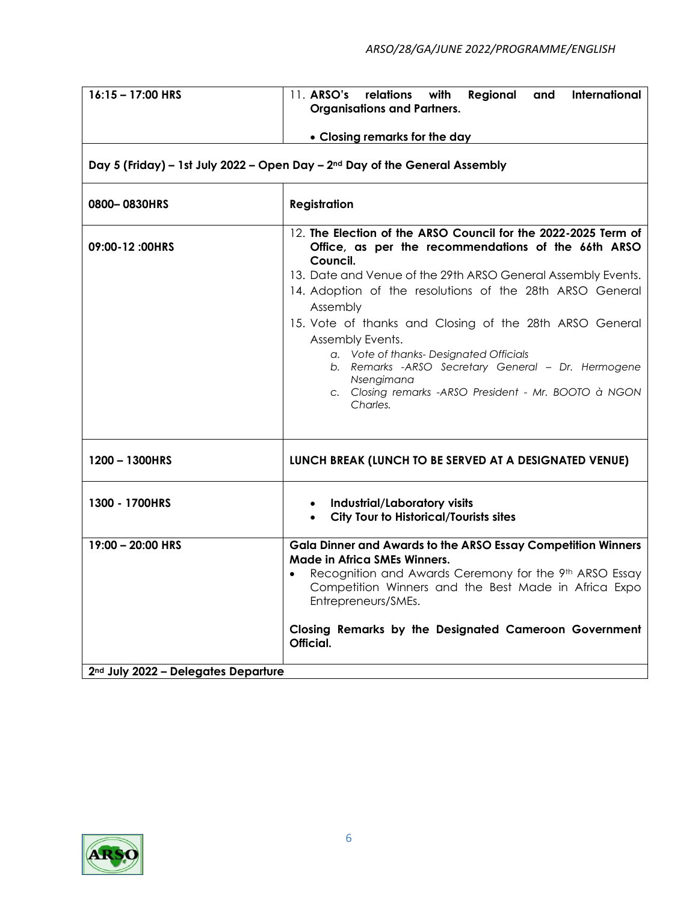| | |
|---|---|
| 16:15 – 17:00 HRS | 11. **ARSO's relations with Regional and International Organisations and Partners.**<br><br>• **Closing remarks for the day** |
| **Day 5 (Friday) – 1st July 2022 – Open Day – 2nd Day of the General Assembly** | |
| 0800– 0830HRS | **Registration** |
| 09:00-12 :00HRS | 12. **The Election of the ARSO Council for the 2022-2025 Term of Office, as per the recommendations of the 66th ARSO Council.**<br>13. Date and Venue of the 29th ARSO General Assembly Events.<br>14. Adoption of the resolutions of the 28th ARSO General Assembly<br>15. Vote of thanks and Closing of the 28th ARSO General Assembly Events.<br>*a. Vote of thanks- Designated Officials*<br>*b. Remarks -ARSO Secretary General – Dr. Hermogene Nsengimana*<br>*c. Closing remarks -ARSO President - Mr. BOOTO à NGON Charles.* |
| 1200 – 1300HRS | **LUNCH BREAK (LUNCH TO BE SERVED AT A DESIGNATED VENUE)** |
| 1300 - 1700HRS | • **Industrial/Laboratory visits**<br>• **City Tour to Historical/Tourists sites** |
| 19:00 – 20:00 HRS | **Gala Dinner and Awards to the ARSO Essay Competition Winners Made in Africa SMEs Winners.**<br>• Recognition and Awards Ceremony for the 9th ARSO Essay Competition Winners and the Best Made in Africa Expo Entrepreneurs/SMEs.<br><br>**Closing Remarks by the Designated Cameroon Government Official.** |
| **2nd July 2022 – Delegates Departure** | |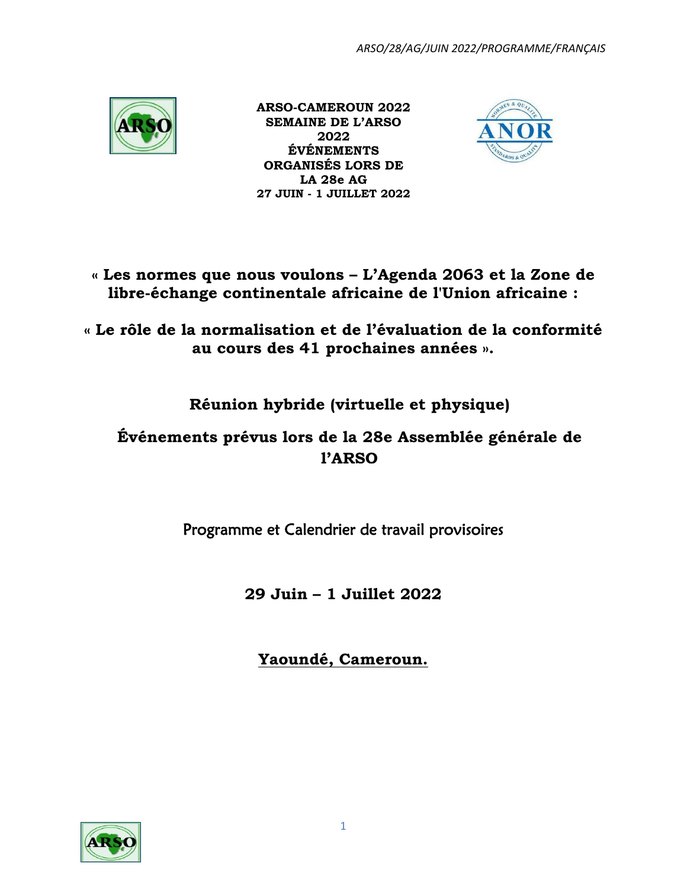**ARSO-CAMEROUN 2022**
**SEMAINE DE L'ARSO 2022**
**ÉVÉNEMENTS ORGANISÉS LORS DE LA 28e AG**
**27 JUIN - 1 JUILLET 2022**

# « Les normes que nous voulons – L'Agenda 2063 et la Zone de libre-échange continentale africaine de l'Union africaine :

# « Le rôle de la normalisation et de l'évaluation de la conformité au cours des 41 prochaines années ».

## Réunion hybride (virtuelle et physique)

## Événements prévus lors de la 28e Assemblée générale de l'ARSO

Programme et Calendrier de travail provisoires

## 29 Juin – 1 Juillet 2022

## <u>Yaoundé, Cameroun.</u>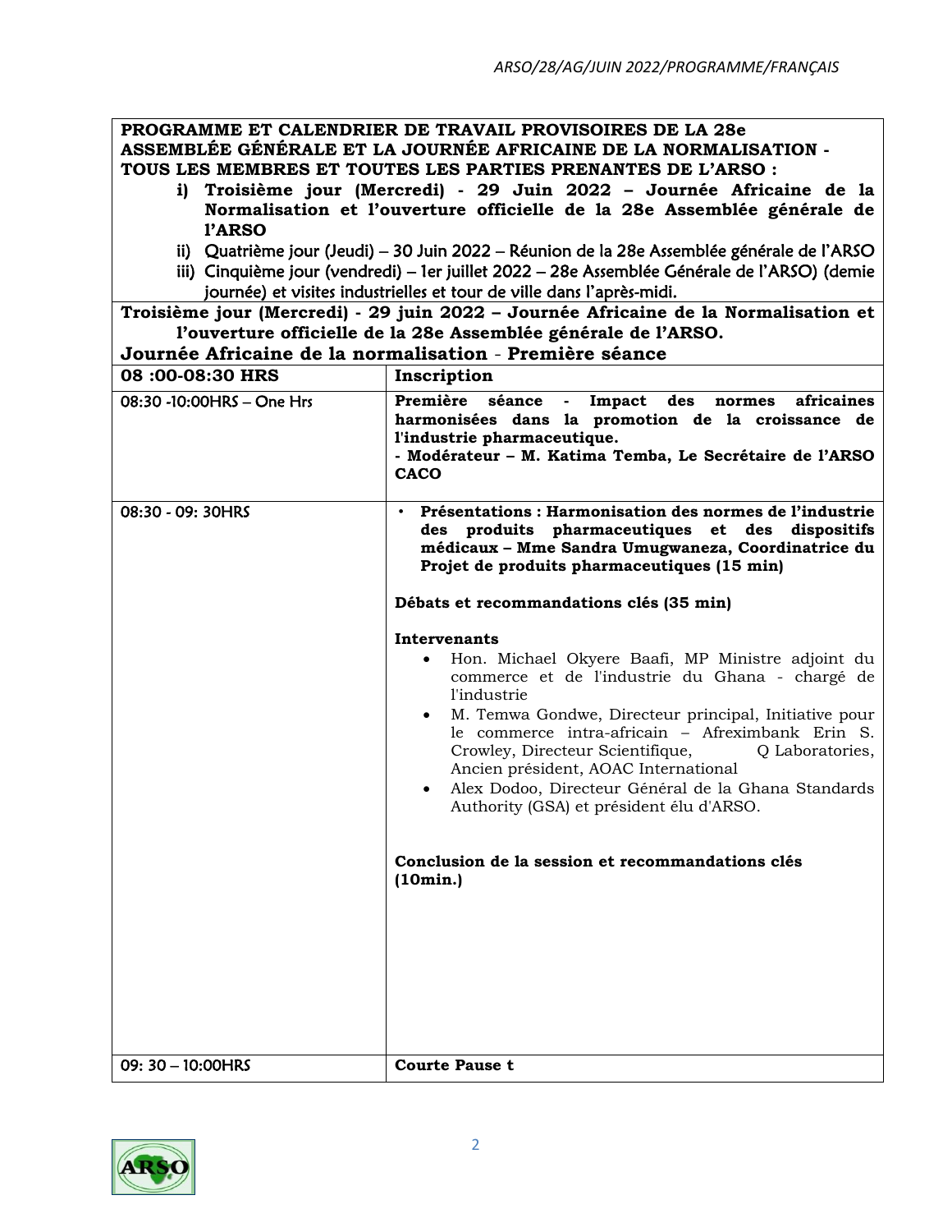| PROGRAMME ET CALENDRIER DE TRAVAIL PROVISOIRES DE LA 28e ASSEMBLÉE GÉNÉRALE ET LA JOURNÉE AFRICAINE DE LA NORMALISATION - TOUS LES MEMBRES ET TOUTES LES PARTIES PRENANTES DE L'ARSO :<br>i) **Troisième jour (Mercredi) - 29 Juin 2022 – Journée Africaine de la Normalisation et l'ouverture officielle de la 28e Assemblée générale de l'ARSO**<br>ii) Quatrième jour (Jeudi) – 30 Juin 2022 – Réunion de la 28e Assemblée générale de l'ARSO<br>iii) Cinquième jour (vendredi) – 1er juillet 2022 – 28e Assemblée Générale de l'ARSO) (demie journée) et visites industrielles et tour de ville dans l'après-midi. | |
|---|---|
| **Troisième jour (Mercredi) - 29 juin 2022 – Journée Africaine de la Normalisation et l'ouverture officielle de la 28e Assemblée générale de l'ARSO.**<br>**Journée Africaine de la normalisation - Première séance** | |
| **08 :00-08:30 HRS** | **Inscription** |
| 08:30 -10:00HRS – One Hrs | **Première séance - Impact des normes africaines harmonisées dans la promotion de la croissance de l'industrie pharmaceutique.**<br>**- Modérateur – M. Katima Temba, Le Secrétaire de l'ARSO CACO** |
| 08:30 - 09: 30HRS | • **Présentations : Harmonisation des normes de l'industrie des produits pharmaceutiques et des dispositifs médicaux – Mme Sandra Umugwaneza, Coordinatrice du Projet de produits pharmaceutiques (15 min)**<br><br>**Débats et recommandations clés (35 min)**<br><br>**Intervenants**<br>• Hon. Michael Okyere Baafi, MP Ministre adjoint du commerce et de l'industrie du Ghana - chargé de l'industrie<br>• M. Temwa Gondwe, Directeur principal, Initiative pour le commerce intra-africain – Afreximbank Erin S. Crowley, Directeur Scientifique, Q Laboratories, Ancien président, AOAC International<br>• Alex Dodoo, Directeur Général de la Ghana Standards Authority (GSA) et président élu d'ARSO.<br><br>**Conclusion de la session et recommandations clés (10min.)** |
| 09: 30 – 10:00HRS | **Courte Pause t** |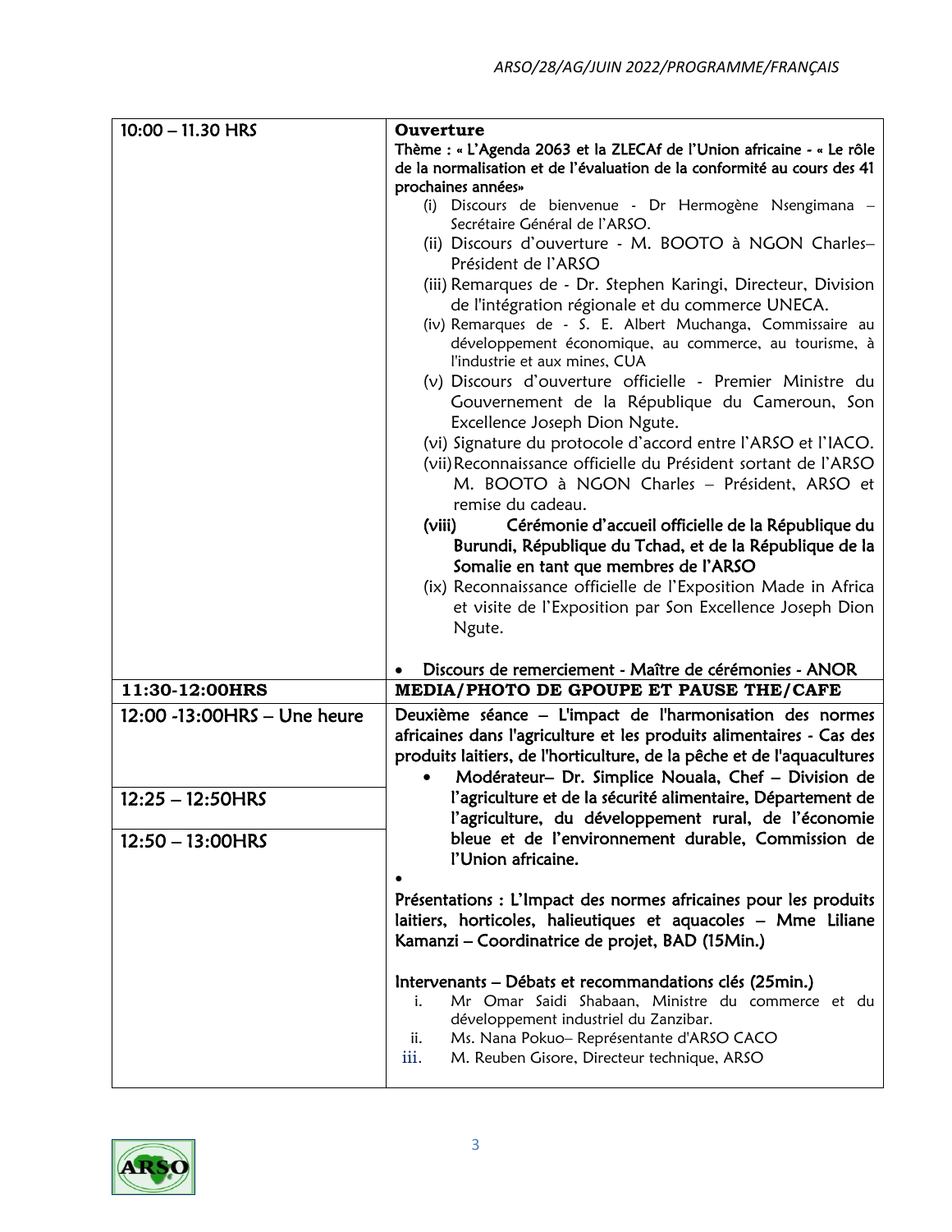| | |
|---|---|
| 10:00 – 11.30 HRS | **Ouverture**<br>Thème : « L'Agenda 2063 et la ZLECAf de l'Union africaine - « Le rôle de la normalisation et de l'évaluation de la conformité au cours des 41 prochaines années»<br>(i) Discours de bienvenue - Dr Hermogène Nsengimana – Secrétaire Général de l'ARSO.<br>(ii) Discours d'ouverture - M. BOOTO à NGON Charles– Président de l'ARSO<br>(iii) Remarques de - Dr. Stephen Karingi, Directeur, Division de l'intégration régionale et du commerce UNECA.<br>(iv) Remarques de - S. E. Albert Muchanga, Commissaire au développement économique, au commerce, au tourisme, à l'industrie et aux mines, CUA<br>(v) Discours d'ouverture officielle - Premier Ministre du Gouvernement de la République du Cameroun, Son Excellence Joseph Dion Ngute.<br>(vi) Signature du protocole d'accord entre l'ARSO et l'IACO.<br>(vii) Reconnaissance officielle du Président sortant de l'ARSO M. BOOTO à NGON Charles – Président, ARSO et remise du cadeau.<br>(viii) Cérémonie d'accueil officielle de la République du Burundi, République du Tchad, et de la République de la Somalie en tant que membres de l'ARSO<br>(ix) Reconnaissance officielle de l'Exposition Made in Africa et visite de l'Exposition par Son Excellence Joseph Dion Ngute.<br><br>• Discours de remerciement - Maître de cérémonies - ANOR |
| **11:30-12:00HRS** | **MEDIA/PHOTO DE GPOUPE ET PAUSE THE/CAFE** |
| 12:00 -13:00HRS – Une heure<br><br>12:25 – 12:50HRS<br><br>12:50 – 13:00HRS | Deuxième séance – L'impact de l'harmonisation des normes africaines dans l'agriculture et les produits alimentaires - Cas des produits laitiers, de l'horticulture, de la pêche et de l'aquacultures<br>• **Modérateur– Dr. Simplice Nouala, Chef – Division de l'agriculture et de la sécurité alimentaire, Département de l'agriculture, du développement rural, de l'économie bleue et de l'environnement durable, Commission de l'Union africaine.**<br>•<br>Présentations : L'Impact des normes africaines pour les produits laitiers, horticoles, halieutiques et aquacoles – Mme Liliane Kamanzi – Coordinatrice de projet, BAD (15Min.)<br><br>Intervenants – Débats et recommandations clés (25min.)<br>i. Mr Omar Saidi Shabaan, Ministre du commerce et du développement industriel du Zanzibar.<br>ii. Ms. Nana Pokuo– Représentante d'ARSO CACO<br>iii. M. Reuben Gisore, Directeur technique, ARSO |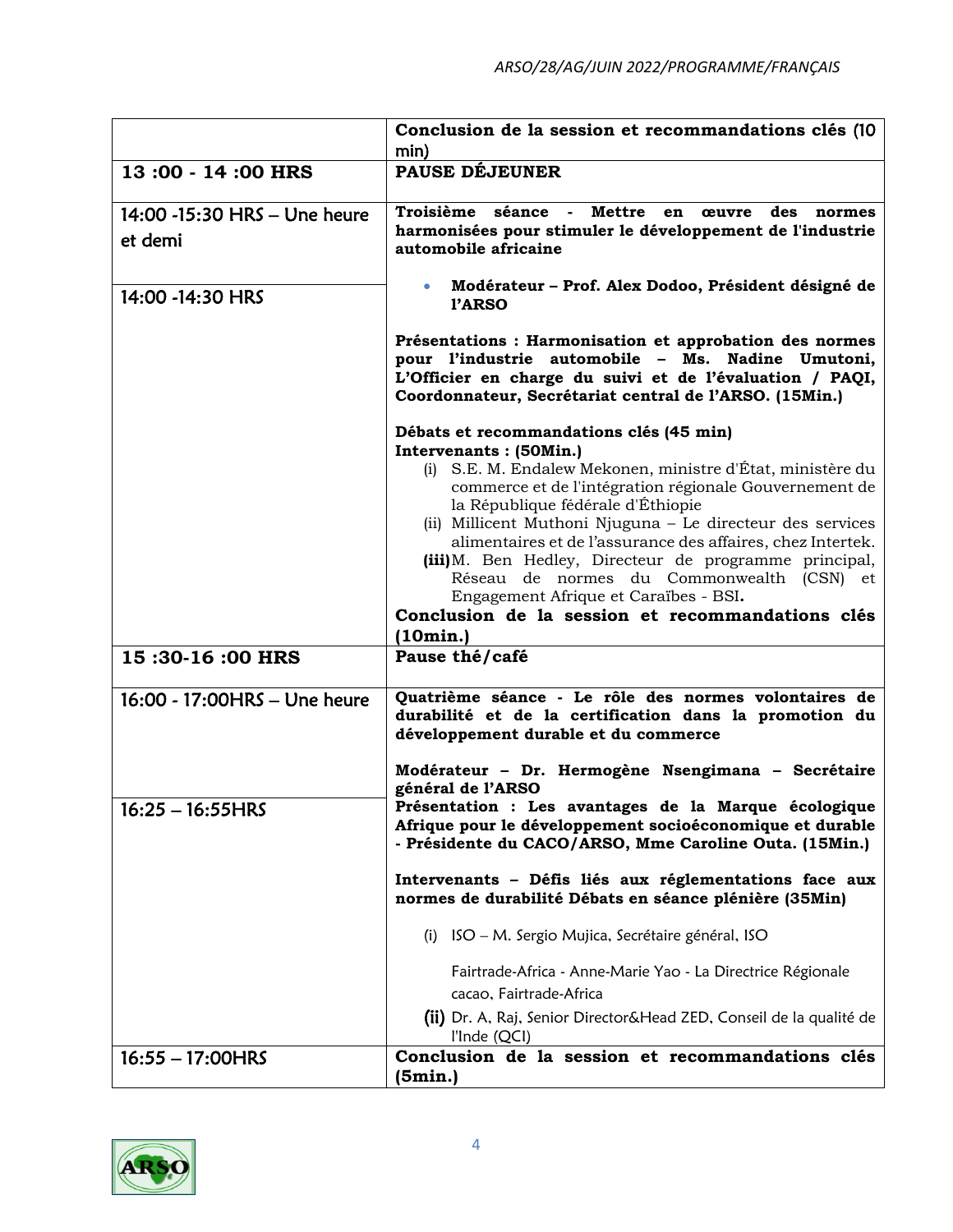| | |
|---|---|
| | **Conclusion de la session et recommandations clés (10 min)** |
| **13 :00 - 14 :00 HRS** | **PAUSE DÉJEUNER** |
| 14:00 -15:30 HRS – Une heure et demi | **Troisième séance - Mettre en œuvre des normes harmonisées pour stimuler le développement de l'industrie automobile africaine** |
| 14:00 -14:30 HRS | • **Modérateur – Prof. Alex Dodoo, Président désigné de l'ARSO**<br><br>**Présentations : Harmonisation et approbation des normes pour l'industrie automobile – Ms. Nadine Umutoni, L'Officier en charge du suivi et de l'évaluation / PAQI, Coordonnateur, Secrétariat central de l'ARSO. (15Min.)**<br><br>**Débats et recommandations clés (45 min)**<br>**Intervenants : (50Min.)**<br>(i) S.E. M. Endalew Mekonen, ministre d'État, ministère du commerce et de l'intégration régionale Gouvernement de la République fédérale d'Éthiopie<br>(ii) Millicent Muthoni Njuguna – Le directeur des services alimentaires et de l'assurance des affaires, chez Intertek.<br>**(iii)** M. Ben Hedley, Directeur de programme principal, Réseau de normes du Commonwealth (CSN) et Engagement Afrique et Caraïbes - BSI**.**<br>**Conclusion de la session et recommandations clés (10min.)** |
| **15 :30-16 :00 HRS** | **Pause thé/café** |
| 16:00 - 17:00HRS – Une heure | **Quatrième séance - Le rôle des normes volontaires de durabilité et de la certification dans la promotion du développement durable et du commerce**<br><br>**Modérateur – Dr. Hermogène Nsengimana – Secrétaire général de l'ARSO** |
| 16:25 – 16:55HRS | **Présentation : Les avantages de la Marque écologique Afrique pour le développement socioéconomique et durable - Présidente du CACO/ARSO, Mme Caroline Outa. (15Min.)**<br><br>**Intervenants – Défis liés aux réglementations face aux normes de durabilité Débats en séance plénière (35Min)**<br><br>(i) ISO – M. Sergio Mujica, Secrétaire général, ISO<br><br>Fairtrade-Africa - Anne-Marie Yao - La Directrice Régionale cacao, Fairtrade-Africa<br>**(ii)** Dr. A, Raj, Senior Director&Head ZED, Conseil de la qualité de l'Inde (QCI) |
| 16:55 – 17:00HRS | **Conclusion de la session et recommandations clés (5min.)** |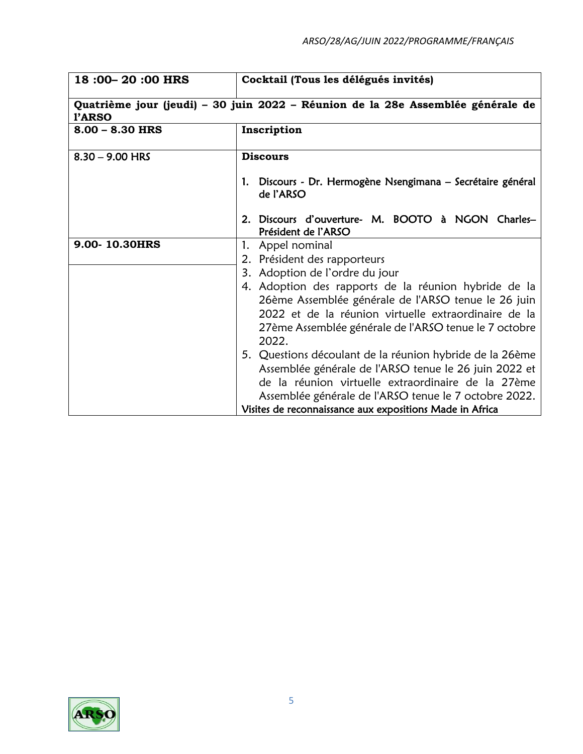| 18 :00– 20 :00 HRS | **Cocktail (Tous les délégués invités)** |
|---|---|
| **Quatrième jour (jeudi) – 30 juin 2022 – Réunion de la 28e Assemblée générale de l'ARSO** | |
| **8.00 – 8.30 HRS** | **Inscription** |
| 8.30 – 9.00 HRS | **Discours**<br><br>1. Discours - Dr. Hermogène Nsengimana – Secrétaire général de l'ARSO<br><br>2. Discours d'ouverture- M. BOOTO à NGON Charles– Président de l'ARSO |
| **9.00- 10.30HRS** | 1. Appel nominal<br>2. Président des rapporteurs<br>3. Adoption de l'ordre du jour<br>4. Adoption des rapports de la réunion hybride de la 26ème Assemblée générale de l'ARSO tenue le 26 juin 2022 et de la réunion virtuelle extraordinaire de la 27ème Assemblée générale de l'ARSO tenue le 7 octobre 2022.<br>5. Questions découlant de la réunion hybride de la 26ème Assemblée générale de l'ARSO tenue le 26 juin 2022 et de la réunion virtuelle extraordinaire de la 27ème Assemblée générale de l'ARSO tenue le 7 octobre 2022.<br>Visites de reconnaissance aux expositions Made in Africa |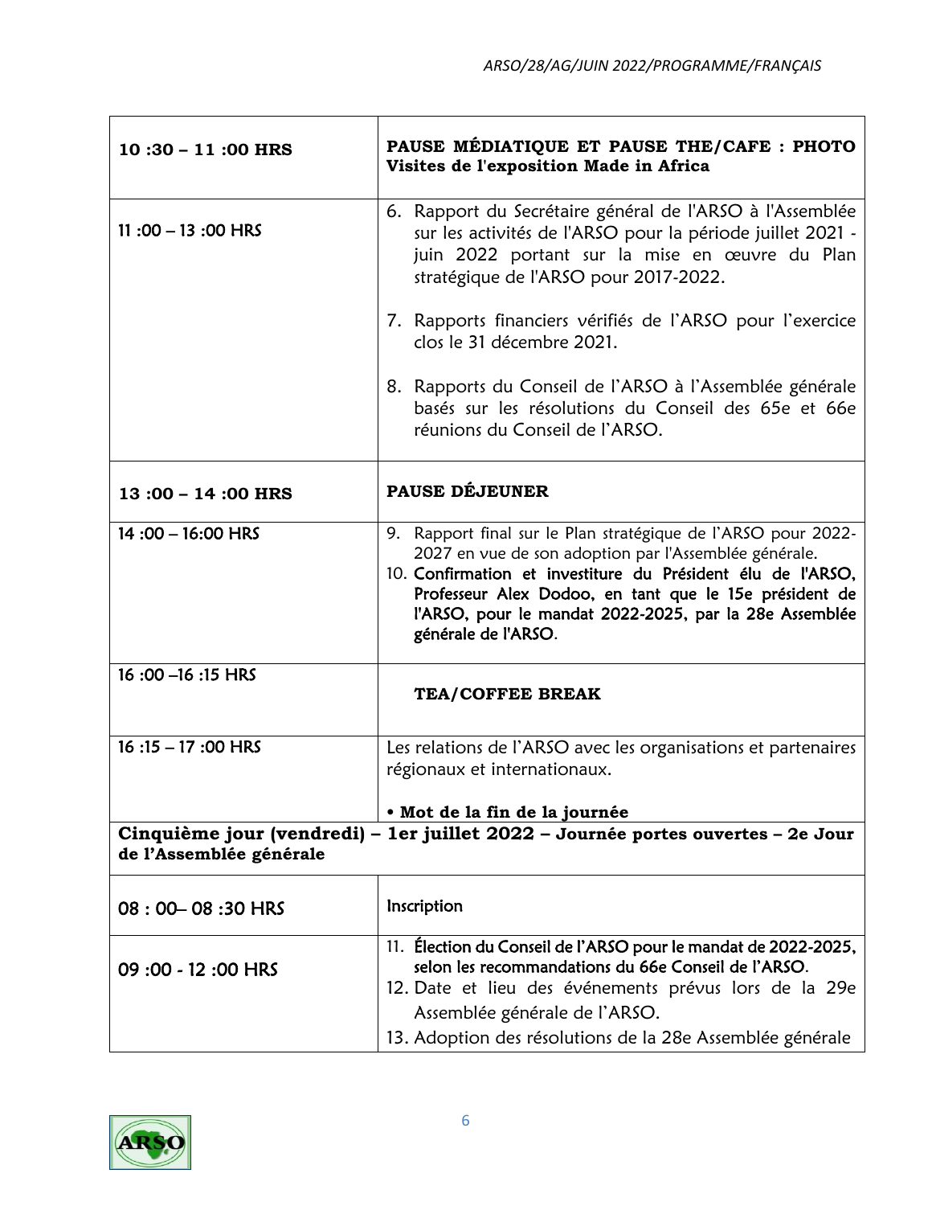| | |
|---|---|
| **10 :30 – 11 :00 HRS** | **PAUSE MÉDIATIQUE ET PAUSE THE/CAFE : PHOTO Visites de l'exposition Made in Africa** |
| 11 :00 – 13 :00 HRS | 6. Rapport du Secrétaire général de l'ARSO à l'Assemblée sur les activités de l'ARSO pour la période juillet 2021 - juin 2022 portant sur la mise en œuvre du Plan stratégique de l'ARSO pour 2017-2022.<br><br>7. Rapports financiers vérifiés de l'ARSO pour l'exercice clos le 31 décembre 2021.<br><br>8. Rapports du Conseil de l'ARSO à l'Assemblée générale basés sur les résolutions du Conseil des 65e et 66e réunions du Conseil de l'ARSO. |
| **13 :00 – 14 :00 HRS** | **PAUSE DÉJEUNER** |
| 14 :00 – 16:00 HRS | 9. Rapport final sur le Plan stratégique de l'ARSO pour 2022-2027 en vue de son adoption par l'Assemblée générale.<br>10. Confirmation et investiture du Président élu de l'ARSO, Professeur Alex Dodoo, en tant que le 15e président de l'ARSO, pour le mandat 2022-2025, par la 28e Assemblée générale de l'ARSO. |
| 16 :00 –16 :15 HRS | **TEA/COFFEE BREAK** |
| 16 :15 – 17 :00 HRS | Les relations de l'ARSO avec les organisations et partenaires régionaux et internationaux.<br><br>• **Mot de la fin de la journée** |
| **Cinquième jour (vendredi) – 1er juillet 2022 – Journée portes ouvertes – 2e Jour de l'Assemblée générale** | |
| 08 : 00– 08 :30 HRS | Inscription |
| 09 :00 - 12 :00 HRS | 11. Élection du Conseil de l'ARSO pour le mandat de 2022-2025, selon les recommandations du 66e Conseil de l'ARSO.<br>12. Date et lieu des événements prévus lors de la 29e Assemblée générale de l'ARSO.<br>13. Adoption des résolutions de la 28e Assemblée générale |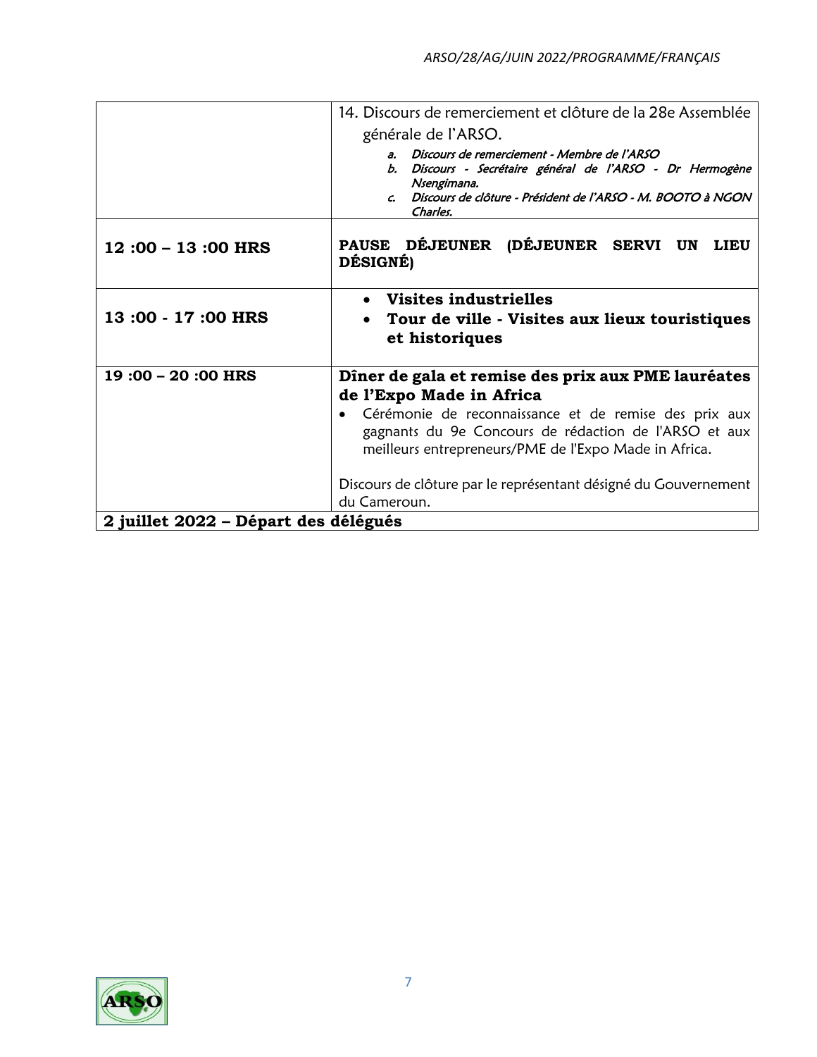| | |
|---|---|
| | 14. Discours de remerciement et clôture de la 28e Assemblée générale de l'ARSO.<br>*a. Discours de remerciement - Membre de l'ARSO*<br>*b. Discours - Secrétaire général de l'ARSO - Dr Hermogène Nsengimana.*<br>*c. Discours de clôture - Président de l'ARSO - M. BOOTO à NGON Charles.* |
| **12 :00 – 13 :00 HRS** | **PAUSE DÉJEUNER (DÉJEUNER SERVI UN LIEU DÉSIGNÉ)** |
| **13 :00 - 17 :00 HRS** | • **Visites industrielles**<br>• **Tour de ville - Visites aux lieux touristiques et historiques** |
| **19 :00 – 20 :00 HRS** | **Dîner de gala et remise des prix aux PME lauréates de l'Expo Made in Africa**<br>• Cérémonie de reconnaissance et de remise des prix aux gagnants du 9e Concours de rédaction de l'ARSO et aux meilleurs entrepreneurs/PME de l'Expo Made in Africa.<br><br>Discours de clôture par le représentant désigné du Gouvernement du Cameroun. |
| **2 juillet 2022 – Départ des délégués** | |